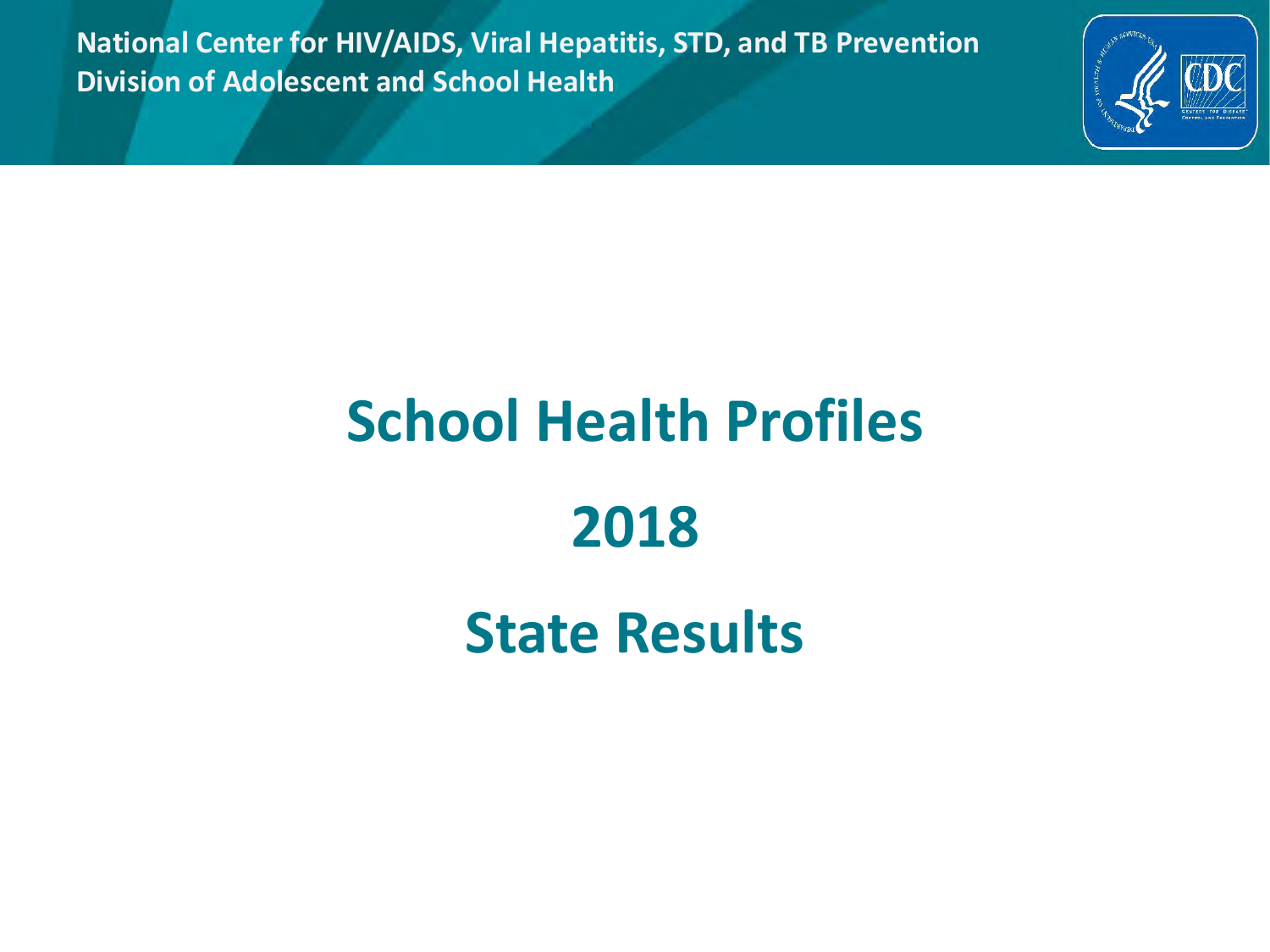National Center for HIV/AIDS, Viral Hepatitis, STD, and TB Prevention
Division of Adolescent and School Health

# School Health Profiles

# 2018

# State Results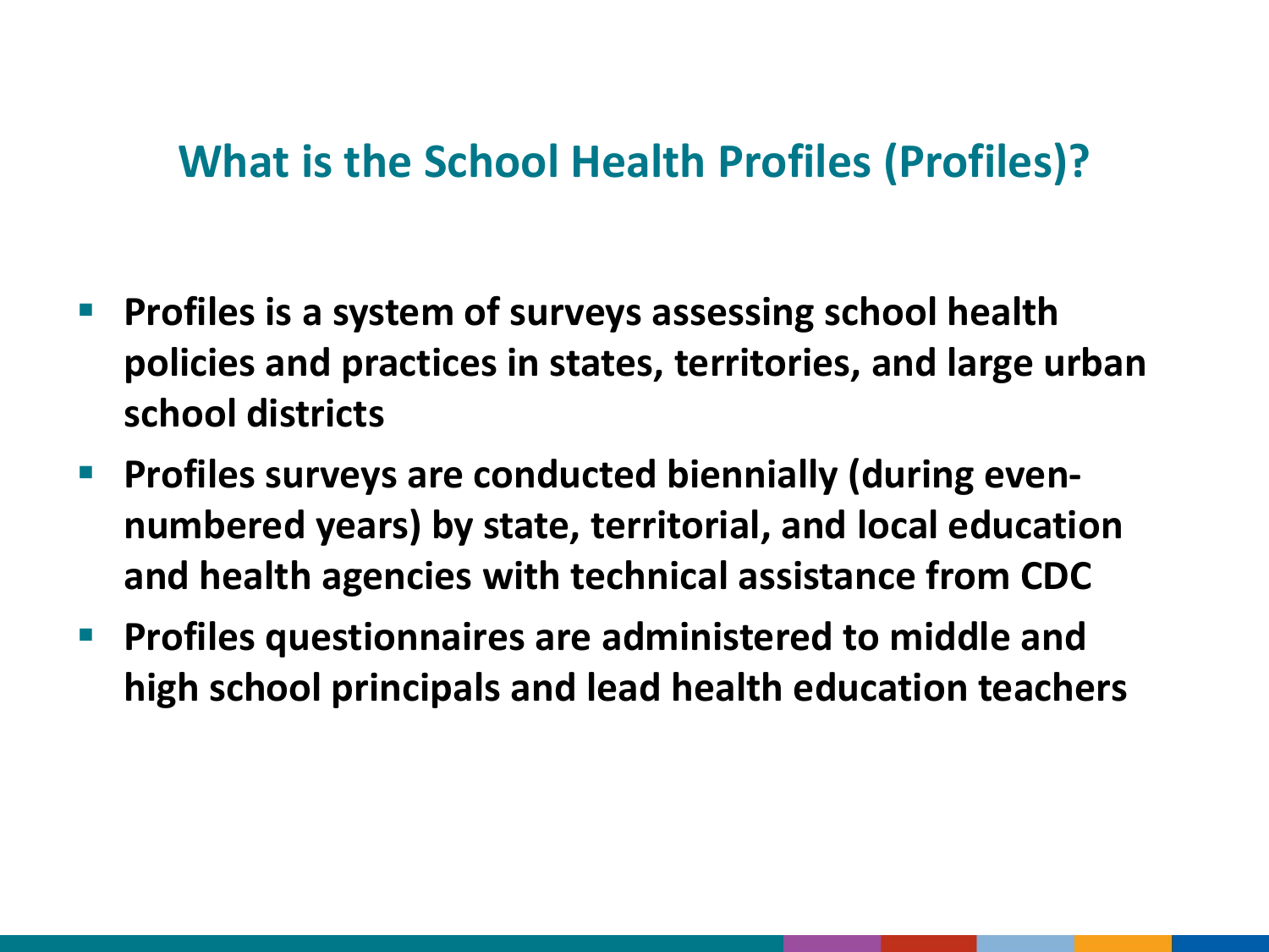## What is the School Health Profiles (Profiles)?

- **Profiles is a system of surveys assessing school health policies and practices in states, territories, and large urban school districts**
- **Profiles surveys are conducted biennially (during even-numbered years) by state, territorial, and local education and health agencies with technical assistance from CDC**
- **Profiles questionnaires are administered to middle and high school principals and lead health education teachers**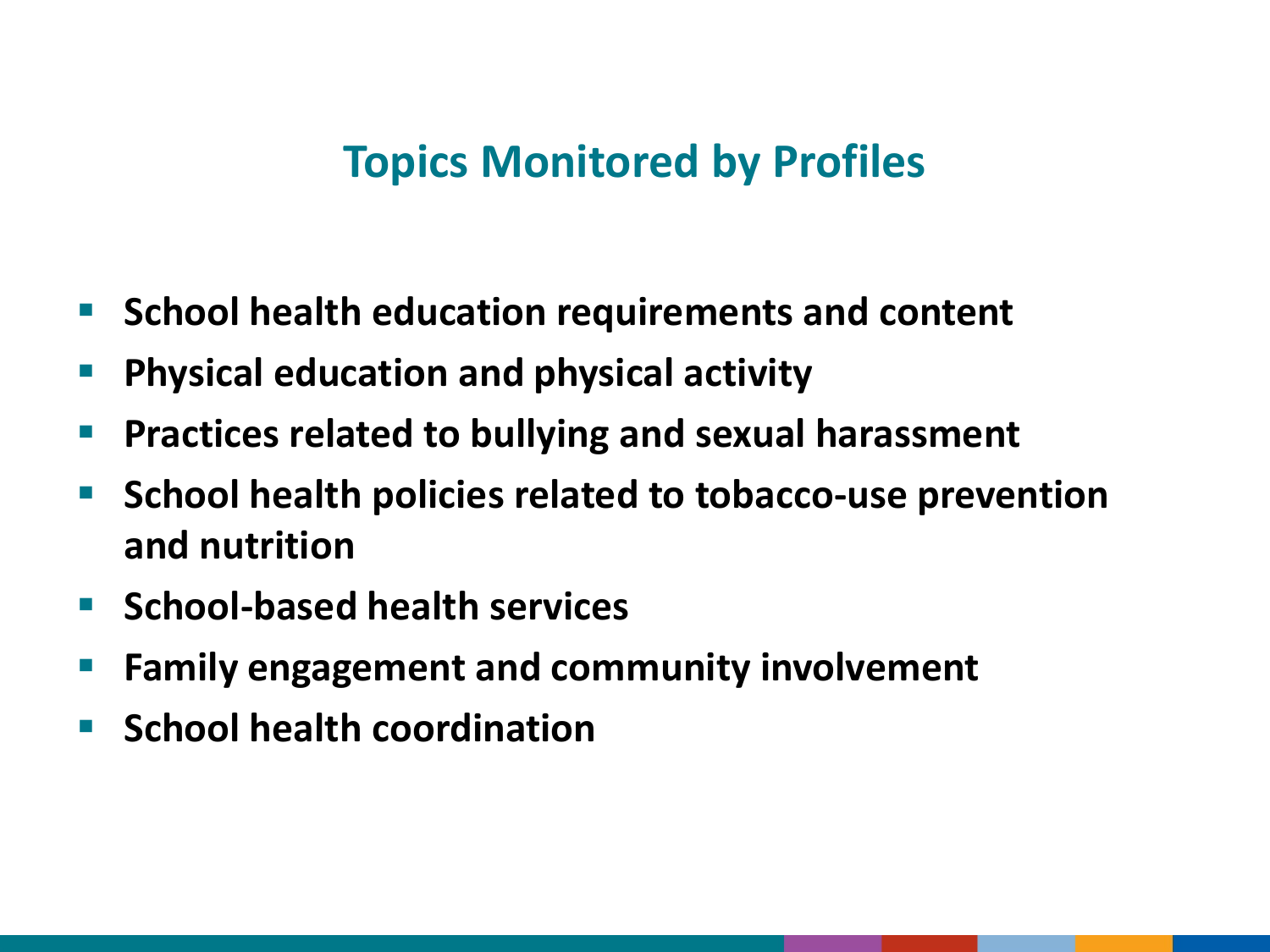## Topics Monitored by Profiles

- **School health education requirements and content**
- **Physical education and physical activity**
- **Practices related to bullying and sexual harassment**
- **School health policies related to tobacco-use prevention and nutrition**
- **School-based health services**
- **Family engagement and community involvement**
- **School health coordination**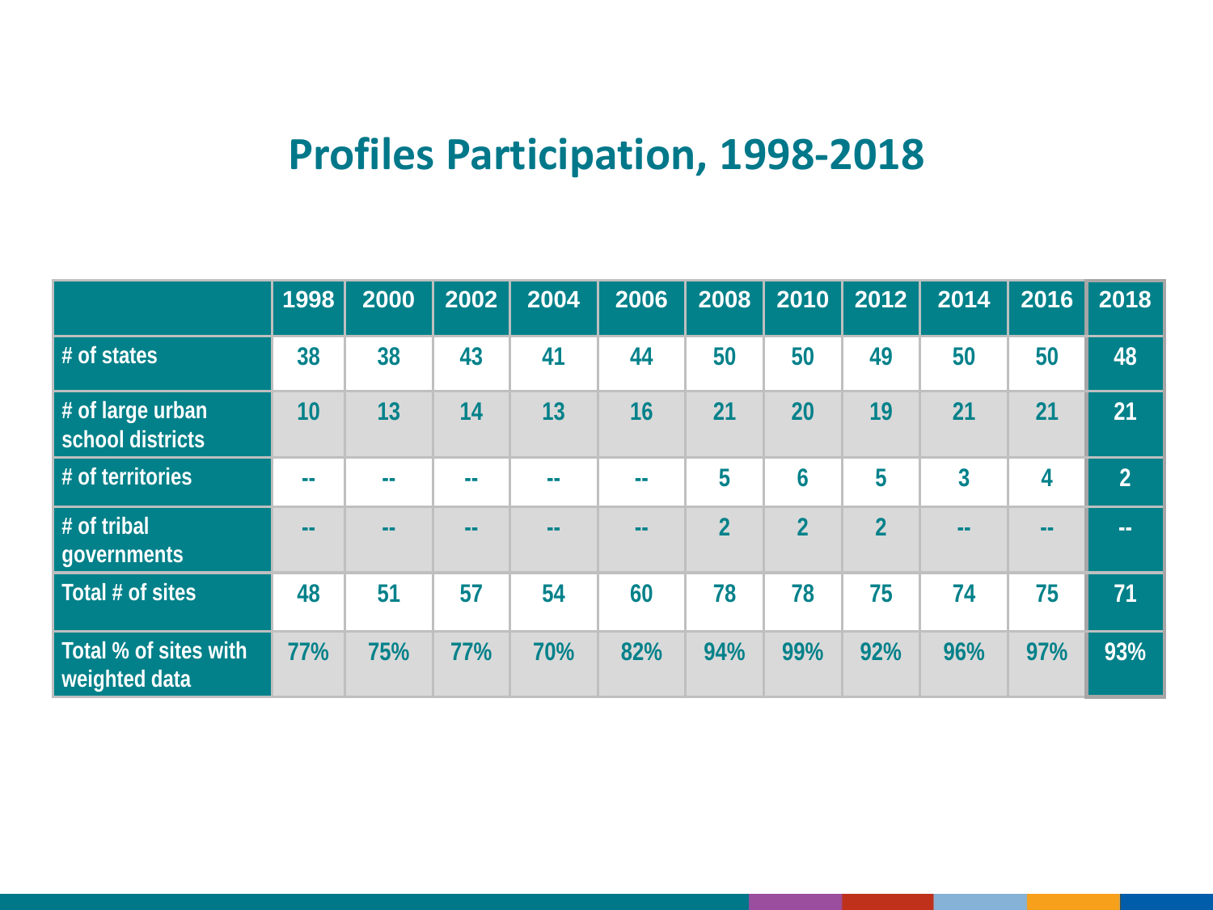# Profiles Participation, 1998-2018

| | 1998 | 2000 | 2002 | 2004 | 2006 | 2008 | 2010 | 2012 | 2014 | 2016 | 2018 |
|---|---|---|---|---|---|---|---|---|---|---|---|
| # of states | 38 | 38 | 43 | 41 | 44 | 50 | 50 | 49 | 50 | 50 | 48 |
| # of large urban school districts | 10 | 13 | 14 | 13 | 16 | 21 | 20 | 19 | 21 | 21 | 21 |
| # of territories | -- | -- | -- | -- | -- | 5 | 6 | 5 | 3 | 4 | 2 |
| # of tribal governments | -- | -- | -- | -- | -- | 2 | 2 | 2 | -- | -- | -- |
| Total # of sites | 48 | 51 | 57 | 54 | 60 | 78 | 78 | 75 | 74 | 75 | 71 |
| Total % of sites with weighted data | 77% | 75% | 77% | 70% | 82% | 94% | 99% | 92% | 96% | 97% | 93% |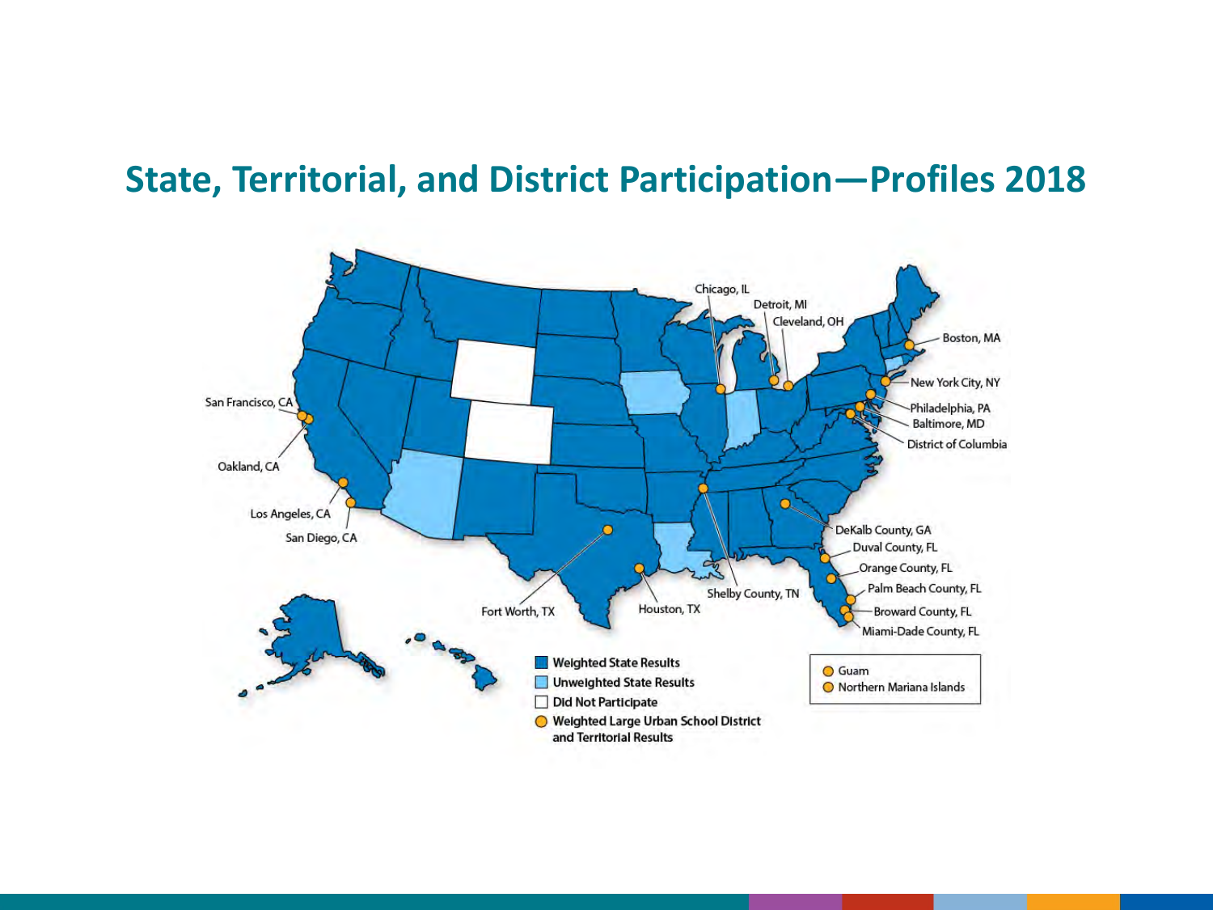## State, Territorial, and District Participation—Profiles 2018

Chicago, IL

Detroit, MI

Cleveland, OH

Boston, MA

New York City, NY

Philadelphia, PA

Baltimore, MD

District of Columbia

San Francisco, CA

Oakland, CA

Los Angeles, CA

San Diego, CA

DeKalb County, GA

Duval County, FL

Orange County, FL

Palm Beach County, FL

Broward County, FL

Miami-Dade County, FL

Shelby County, TN

Fort Worth, TX

Houston, TX

- Weighted State Results
- Unweighted State Results
- Did Not Participate
- Weighted Large Urban School District and Territorial Results

- Guam
- Northern Mariana Islands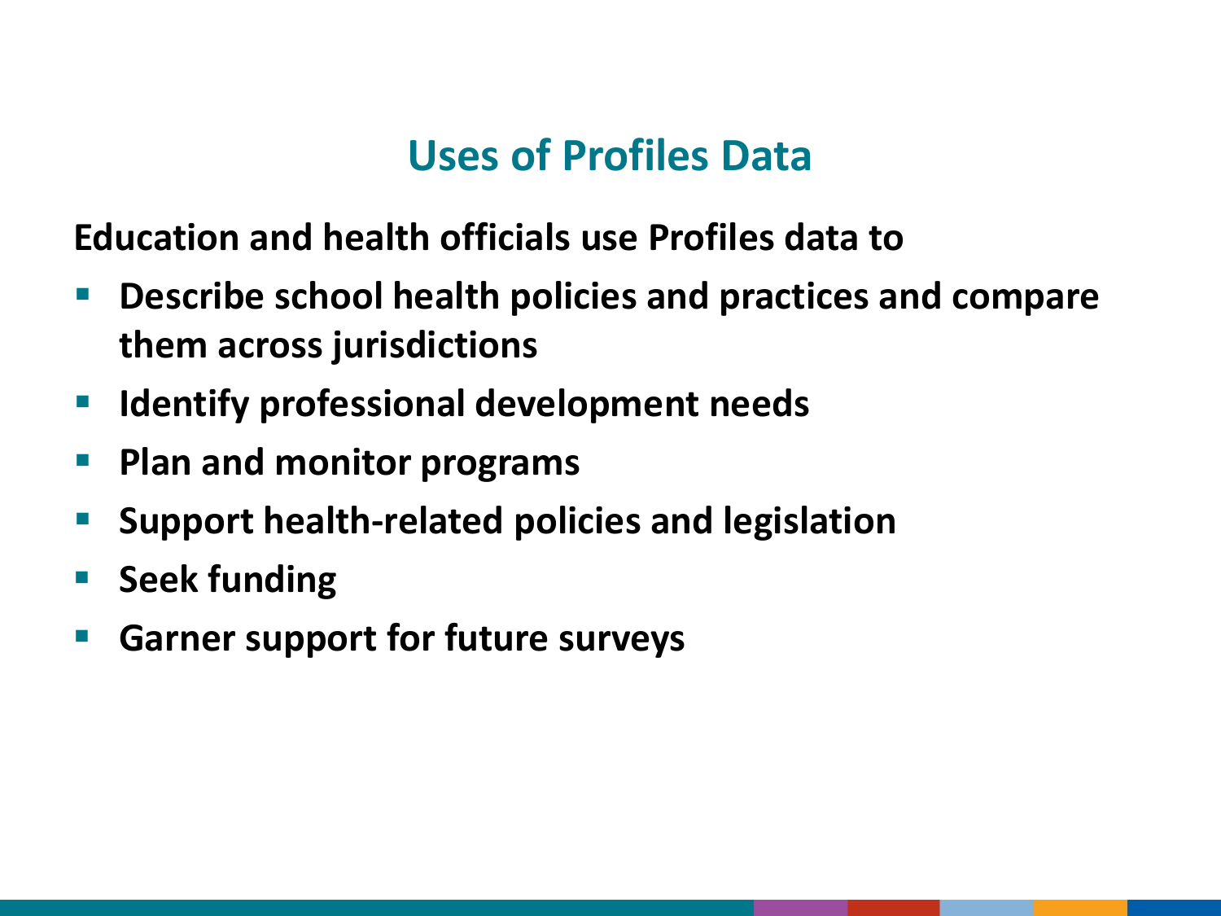## Uses of Profiles Data

**Education and health officials use Profiles data to**

- **Describe school health policies and practices and compare them across jurisdictions**
- **Identify professional development needs**
- **Plan and monitor programs**
- **Support health-related policies and legislation**
- **Seek funding**
- **Garner support for future surveys**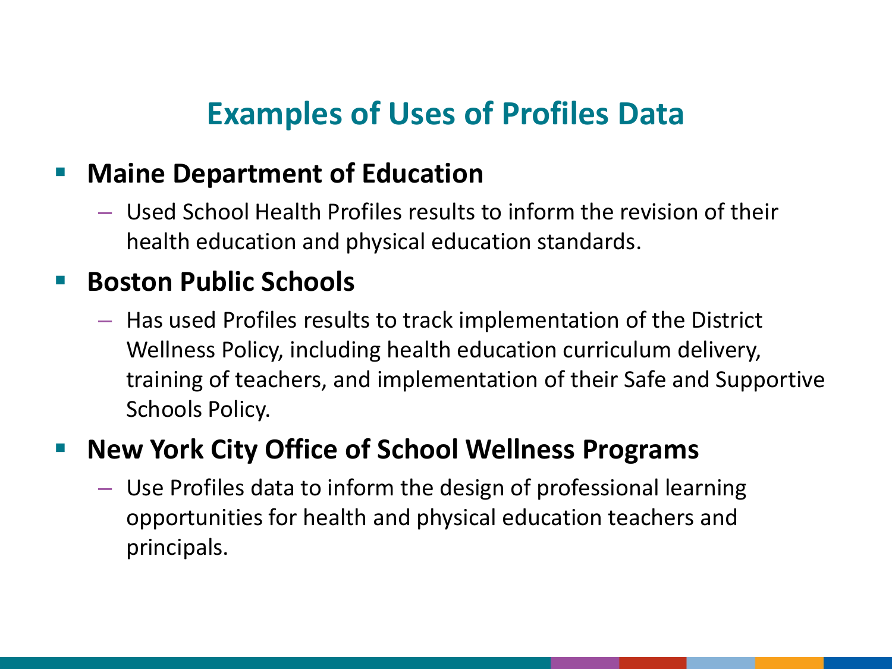# Examples of Uses of Profiles Data

- **Maine Department of Education**
  - Used School Health Profiles results to inform the revision of their health education and physical education standards.
- **Boston Public Schools**
  - Has used Profiles results to track implementation of the District Wellness Policy, including health education curriculum delivery, training of teachers, and implementation of their Safe and Supportive Schools Policy.
- **New York City Office of School Wellness Programs**
  - Use Profiles data to inform the design of professional learning opportunities for health and physical education teachers and principals.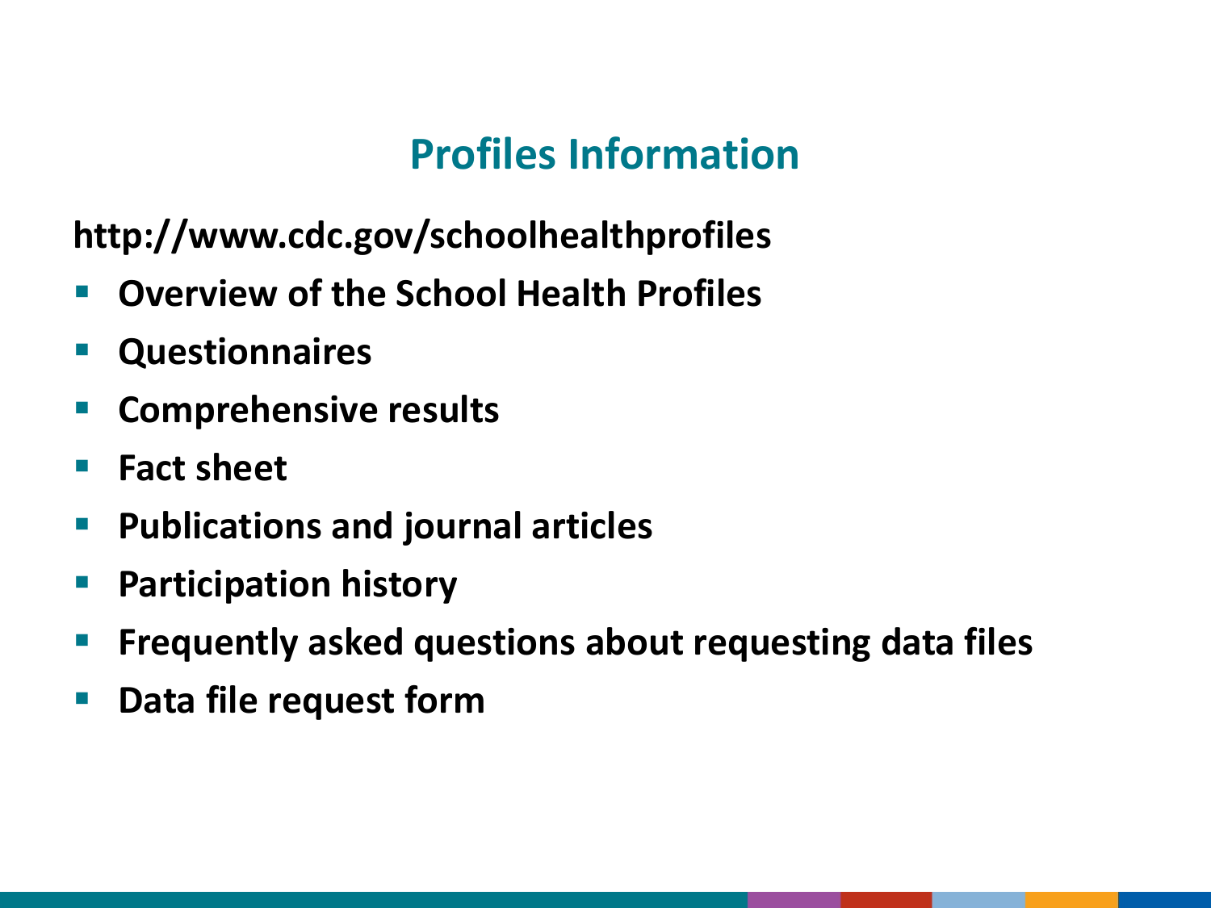# Profiles Information

**http://www.cdc.gov/schoolhealthprofiles**

- **Overview of the School Health Profiles**
- **Questionnaires**
- **Comprehensive results**
- **Fact sheet**
- **Publications and journal articles**
- **Participation history**
- **Frequently asked questions about requesting data files**
- **Data file request form**